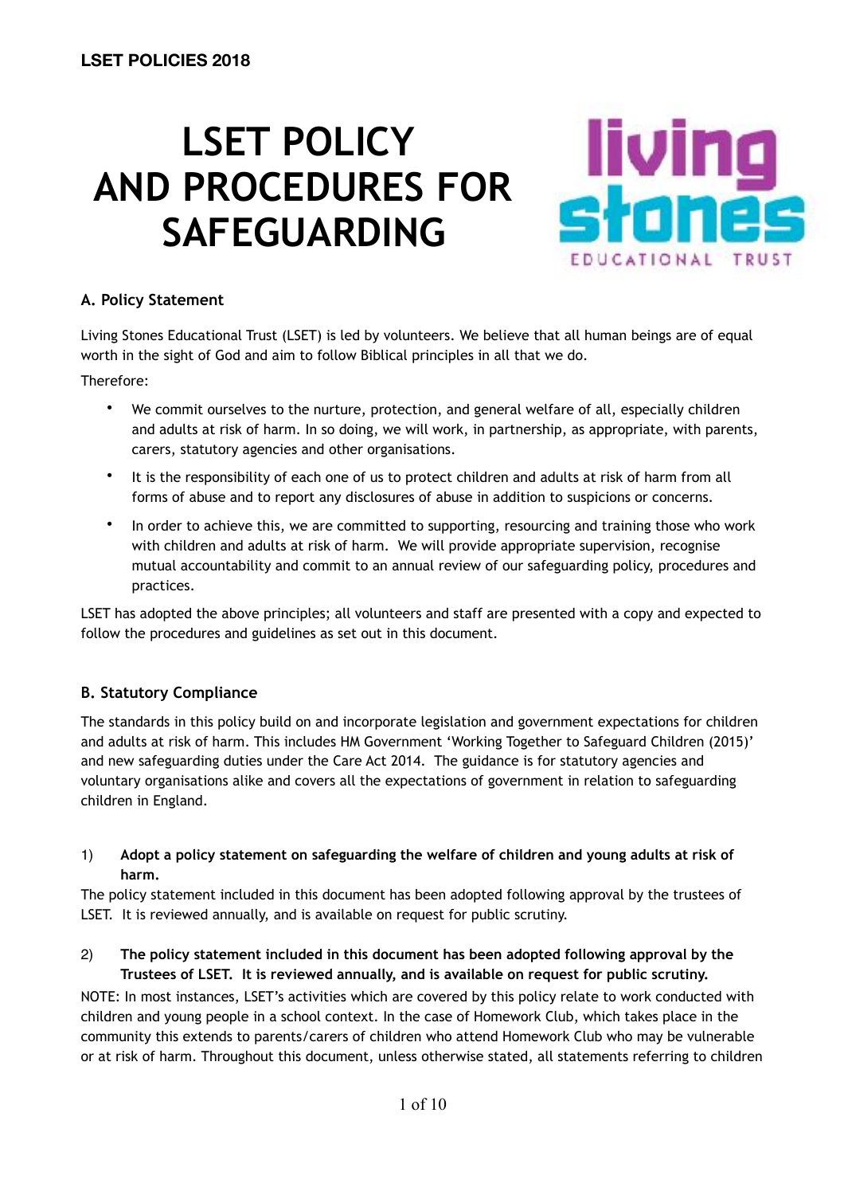# LSET POLICY AND PROCEDURES FOR SAFEGUARDING

### A. Policy Statement

Living Stones Educational Trust (LSET) is led by volunteers. We believe that all human beings are of equal worth in the sight of God and aim to follow Biblical principles in all that we do.

Therefore:

- We commit ourselves to the nurture, protection, and general welfare of all, especially children and adults at risk of harm. In so doing, we will work, in partnership, as appropriate, with parents, carers, statutory agencies and other organisations.
- It is the responsibility of each one of us to protect children and adults at risk of harm from all forms of abuse and to report any disclosures of abuse in addition to suspicions or concerns.
- In order to achieve this, we are committed to supporting, resourcing and training those who work with children and adults at risk of harm. We will provide appropriate supervision, recognise mutual accountability and commit to an annual review of our safeguarding policy, procedures and practices.

LSET has adopted the above principles; all volunteers and staff are presented with a copy and expected to follow the procedures and guidelines as set out in this document.

### B. Statutory Compliance

The standards in this policy build on and incorporate legislation and government expectations for children and adults at risk of harm. This includes HM Government 'Working Together to Safeguard Children (2015)' and new safeguarding duties under the Care Act 2014. The guidance is for statutory agencies and voluntary organisations alike and covers all the expectations of government in relation to safeguarding children in England.

1) **Adopt a policy statement on safeguarding the welfare of children and young adults at risk of harm.**

The policy statement included in this document has been adopted following approval by the trustees of LSET. It is reviewed annually, and is available on request for public scrutiny.

2) **The policy statement included in this document has been adopted following approval by the Trustees of LSET. It is reviewed annually, and is available on request for public scrutiny.**

NOTE: In most instances, LSET's activities which are covered by this policy relate to work conducted with children and young people in a school context. In the case of Homework Club, which takes place in the community this extends to parents/carers of children who attend Homework Club who may be vulnerable or at risk of harm. Throughout this document, unless otherwise stated, all statements referring to children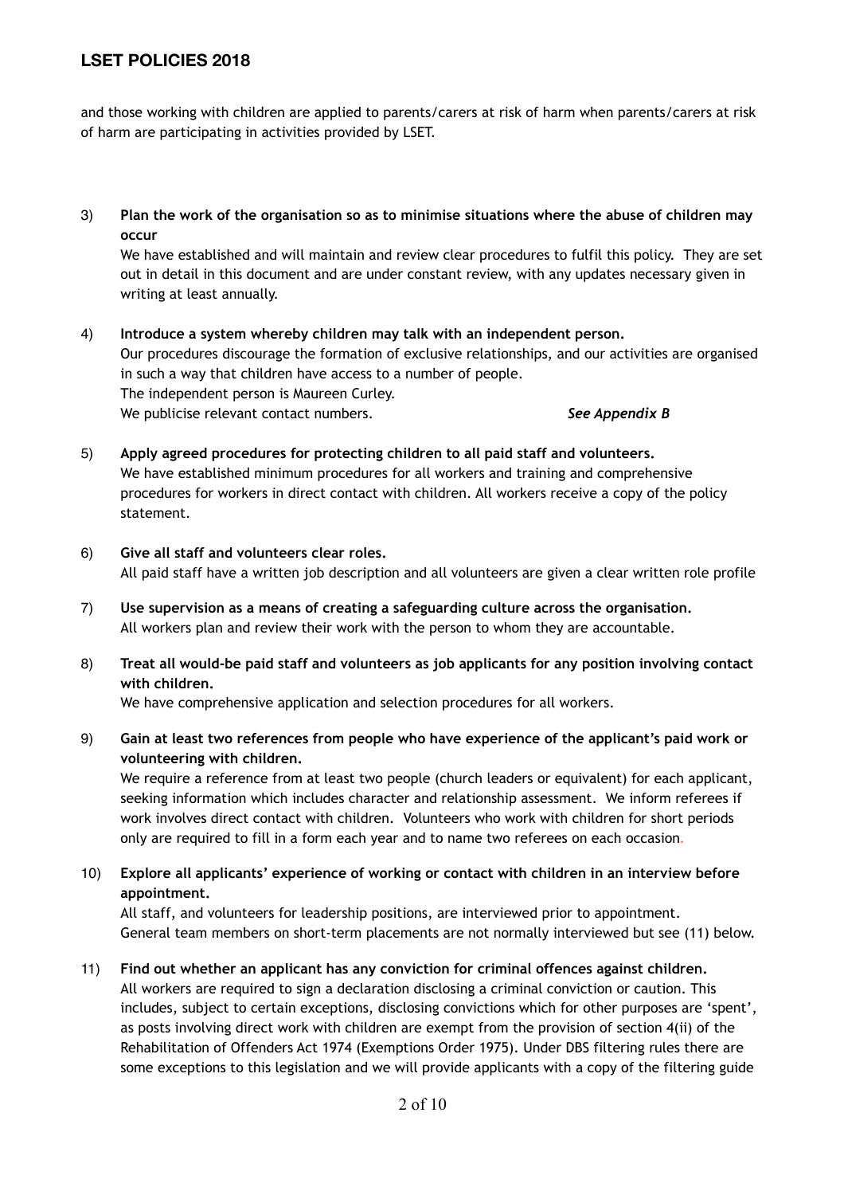and those working with children are applied to parents/carers at risk of harm when parents/carers at risk of harm are participating in activities provided by LSET.

3) **Plan the work of the organisation so as to minimise situations where the abuse of children may occur**
We have established and will maintain and review clear procedures to fulfil this policy. They are set out in detail in this document and are under constant review, with any updates necessary given in writing at least annually.

4) **Introduce a system whereby children may talk with an independent person.**
Our procedures discourage the formation of exclusive relationships, and our activities are organised in such a way that children have access to a number of people.
The independent person is Maureen Curley.
We publicise relevant contact numbers. ***See Appendix B***

5) **Apply agreed procedures for protecting children to all paid staff and volunteers.**
We have established minimum procedures for all workers and training and comprehensive procedures for workers in direct contact with children. All workers receive a copy of the policy statement.

6) **Give all staff and volunteers clear roles.**
All paid staff have a written job description and all volunteers are given a clear written role profile

7) **Use supervision as a means of creating a safeguarding culture across the organisation.**
All workers plan and review their work with the person to whom they are accountable.

8) **Treat all would-be paid staff and volunteers as job applicants for any position involving contact with children.**
We have comprehensive application and selection procedures for all workers.

9) **Gain at least two references from people who have experience of the applicant's paid work or volunteering with children.**
We require a reference from at least two people (church leaders or equivalent) for each applicant, seeking information which includes character and relationship assessment. We inform referees if work involves direct contact with children. Volunteers who work with children for short periods only are required to fill in a form each year and to name two referees on each occasion.

10) **Explore all applicants' experience of working or contact with children in an interview before appointment.**
All staff, and volunteers for leadership positions, are interviewed prior to appointment.
General team members on short-term placements are not normally interviewed but see (11) below.

11) **Find out whether an applicant has any conviction for criminal offences against children.**
All workers are required to sign a declaration disclosing a criminal conviction or caution. This includes, subject to certain exceptions, disclosing convictions which for other purposes are 'spent', as posts involving direct work with children are exempt from the provision of section 4(ii) of the Rehabilitation of Offenders Act 1974 (Exemptions Order 1975). Under DBS filtering rules there are some exceptions to this legislation and we will provide applicants with a copy of the filtering guide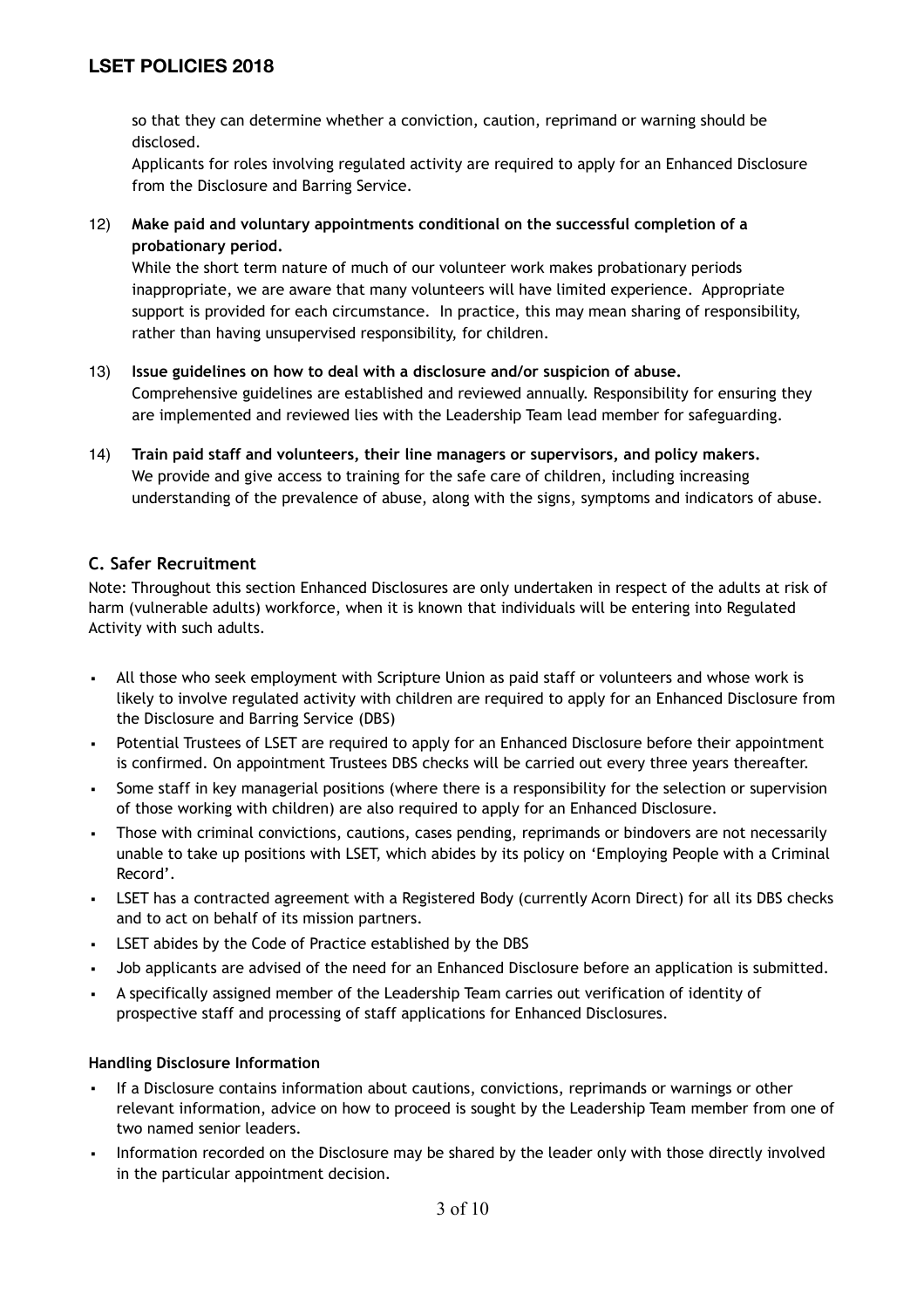so that they can determine whether a conviction, caution, reprimand or warning should be disclosed.
Applicants for roles involving regulated activity are required to apply for an Enhanced Disclosure from the Disclosure and Barring Service.

12) **Make paid and voluntary appointments conditional on the successful completion of a probationary period.**
While the short term nature of much of our volunteer work makes probationary periods inappropriate, we are aware that many volunteers will have limited experience. Appropriate support is provided for each circumstance. In practice, this may mean sharing of responsibility, rather than having unsupervised responsibility, for children.

13) **Issue guidelines on how to deal with a disclosure and/or suspicion of abuse.**
Comprehensive guidelines are established and reviewed annually. Responsibility for ensuring they are implemented and reviewed lies with the Leadership Team lead member for safeguarding.

14) **Train paid staff and volunteers, their line managers or supervisors, and policy makers.**
We provide and give access to training for the safe care of children, including increasing understanding of the prevalence of abuse, along with the signs, symptoms and indicators of abuse.

## C. Safer Recruitment

Note: Throughout this section Enhanced Disclosures are only undertaken in respect of the adults at risk of harm (vulnerable adults) workforce, when it is known that individuals will be entering into Regulated Activity with such adults.

- All those who seek employment with Scripture Union as paid staff or volunteers and whose work is likely to involve regulated activity with children are required to apply for an Enhanced Disclosure from the Disclosure and Barring Service (DBS)
- Potential Trustees of LSET are required to apply for an Enhanced Disclosure before their appointment is confirmed. On appointment Trustees DBS checks will be carried out every three years thereafter.
- Some staff in key managerial positions (where there is a responsibility for the selection or supervision of those working with children) are also required to apply for an Enhanced Disclosure.
- Those with criminal convictions, cautions, cases pending, reprimands or bindovers are not necessarily unable to take up positions with LSET, which abides by its policy on 'Employing People with a Criminal Record'.
- LSET has a contracted agreement with a Registered Body (currently Acorn Direct) for all its DBS checks and to act on behalf of its mission partners.
- LSET abides by the Code of Practice established by the DBS
- Job applicants are advised of the need for an Enhanced Disclosure before an application is submitted.
- A specifically assigned member of the Leadership Team carries out verification of identity of prospective staff and processing of staff applications for Enhanced Disclosures.

### Handling Disclosure Information

- If a Disclosure contains information about cautions, convictions, reprimands or warnings or other relevant information, advice on how to proceed is sought by the Leadership Team member from one of two named senior leaders.
- Information recorded on the Disclosure may be shared by the leader only with those directly involved in the particular appointment decision.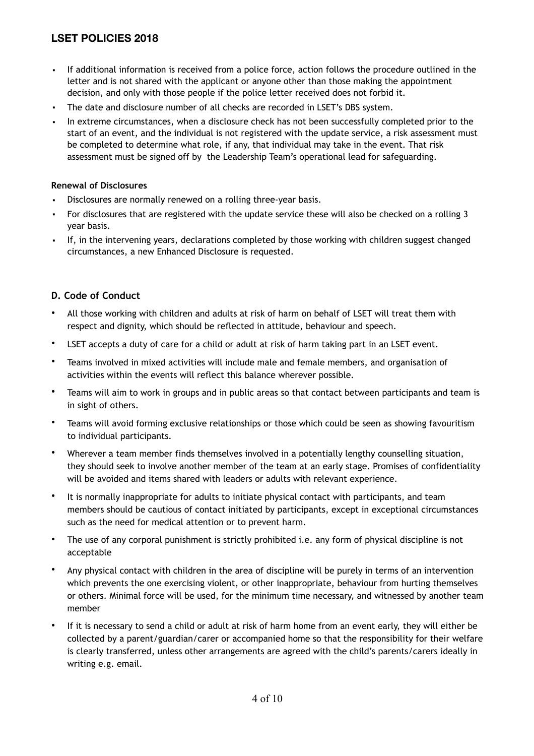- If additional information is received from a police force, action follows the procedure outlined in the letter and is not shared with the applicant or anyone other than those making the appointment decision, and only with those people if the police letter received does not forbid it.
- The date and disclosure number of all checks are recorded in LSET's DBS system.
- In extreme circumstances, when a disclosure check has not been successfully completed prior to the start of an event, and the individual is not registered with the update service, a risk assessment must be completed to determine what role, if any, that individual may take in the event. That risk assessment must be signed off by the Leadership Team's operational lead for safeguarding.

**Renewal of Disclosures**

- Disclosures are normally renewed on a rolling three-year basis.
- For disclosures that are registered with the update service these will also be checked on a rolling 3 year basis.
- If, in the intervening years, declarations completed by those working with children suggest changed circumstances, a new Enhanced Disclosure is requested.

### D. Code of Conduct

- All those working with children and adults at risk of harm on behalf of LSET will treat them with respect and dignity, which should be reflected in attitude, behaviour and speech.
- LSET accepts a duty of care for a child or adult at risk of harm taking part in an LSET event.
- Teams involved in mixed activities will include male and female members, and organisation of activities within the events will reflect this balance wherever possible.
- Teams will aim to work in groups and in public areas so that contact between participants and team is in sight of others.
- Teams will avoid forming exclusive relationships or those which could be seen as showing favouritism to individual participants.
- Wherever a team member finds themselves involved in a potentially lengthy counselling situation, they should seek to involve another member of the team at an early stage. Promises of confidentiality will be avoided and items shared with leaders or adults with relevant experience.
- It is normally inappropriate for adults to initiate physical contact with participants, and team members should be cautious of contact initiated by participants, except in exceptional circumstances such as the need for medical attention or to prevent harm.
- The use of any corporal punishment is strictly prohibited i.e. any form of physical discipline is not acceptable
- Any physical contact with children in the area of discipline will be purely in terms of an intervention which prevents the one exercising violent, or other inappropriate, behaviour from hurting themselves or others. Minimal force will be used, for the minimum time necessary, and witnessed by another team member
- If it is necessary to send a child or adult at risk of harm home from an event early, they will either be collected by a parent/guardian/carer or accompanied home so that the responsibility for their welfare is clearly transferred, unless other arrangements are agreed with the child's parents/carers ideally in writing e.g. email.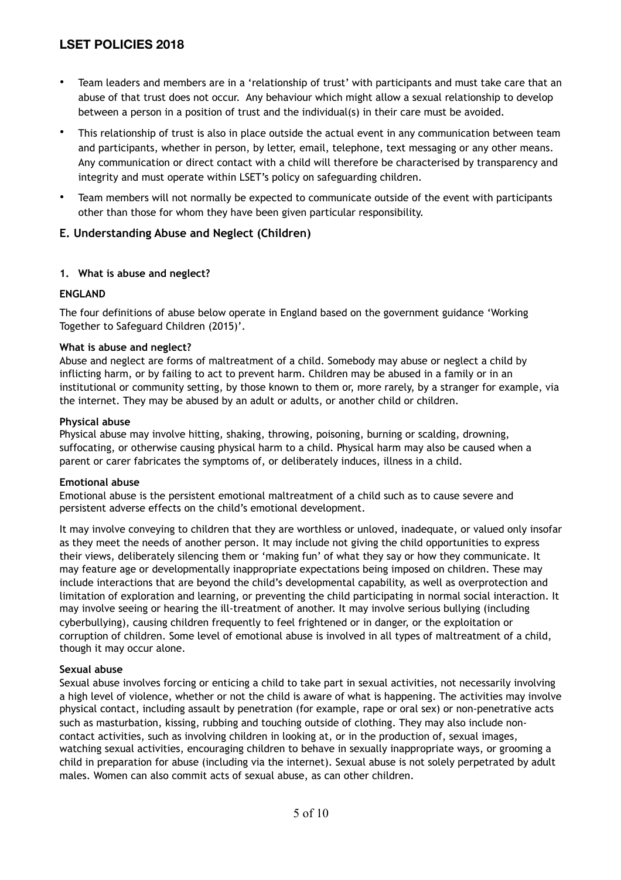- Team leaders and members are in a 'relationship of trust' with participants and must take care that an abuse of that trust does not occur. Any behaviour which might allow a sexual relationship to develop between a person in a position of trust and the individual(s) in their care must be avoided.
- This relationship of trust is also in place outside the actual event in any communication between team and participants, whether in person, by letter, email, telephone, text messaging or any other means. Any communication or direct contact with a child will therefore be characterised by transparency and integrity and must operate within LSET's policy on safeguarding children.
- Team members will not normally be expected to communicate outside of the event with participants other than those for whom they have been given particular responsibility.

## E. Understanding Abuse and Neglect (Children)

### 1. What is abuse and neglect?

**ENGLAND**

The four definitions of abuse below operate in England based on the government guidance 'Working Together to Safeguard Children (2015)'.

**What is abuse and neglect?**
Abuse and neglect are forms of maltreatment of a child. Somebody may abuse or neglect a child by inflicting harm, or by failing to act to prevent harm. Children may be abused in a family or in an institutional or community setting, by those known to them or, more rarely, by a stranger for example, via the internet. They may be abused by an adult or adults, or another child or children.

**Physical abuse**
Physical abuse may involve hitting, shaking, throwing, poisoning, burning or scalding, drowning, suffocating, or otherwise causing physical harm to a child. Physical harm may also be caused when a parent or carer fabricates the symptoms of, or deliberately induces, illness in a child.

**Emotional abuse**
Emotional abuse is the persistent emotional maltreatment of a child such as to cause severe and persistent adverse effects on the child's emotional development.

It may involve conveying to children that they are worthless or unloved, inadequate, or valued only insofar as they meet the needs of another person. It may include not giving the child opportunities to express their views, deliberately silencing them or 'making fun' of what they say or how they communicate. It may feature age or developmentally inappropriate expectations being imposed on children. These may include interactions that are beyond the child's developmental capability, as well as overprotection and limitation of exploration and learning, or preventing the child participating in normal social interaction. It may involve seeing or hearing the ill-treatment of another. It may involve serious bullying (including cyberbullying), causing children frequently to feel frightened or in danger, or the exploitation or corruption of children. Some level of emotional abuse is involved in all types of maltreatment of a child, though it may occur alone.

**Sexual abuse**
Sexual abuse involves forcing or enticing a child to take part in sexual activities, not necessarily involving a high level of violence, whether or not the child is aware of what is happening. The activities may involve physical contact, including assault by penetration (for example, rape or oral sex) or non-penetrative acts such as masturbation, kissing, rubbing and touching outside of clothing. They may also include non-contact activities, such as involving children in looking at, or in the production of, sexual images, watching sexual activities, encouraging children to behave in sexually inappropriate ways, or grooming a child in preparation for abuse (including via the internet). Sexual abuse is not solely perpetrated by adult males. Women can also commit acts of sexual abuse, as can other children.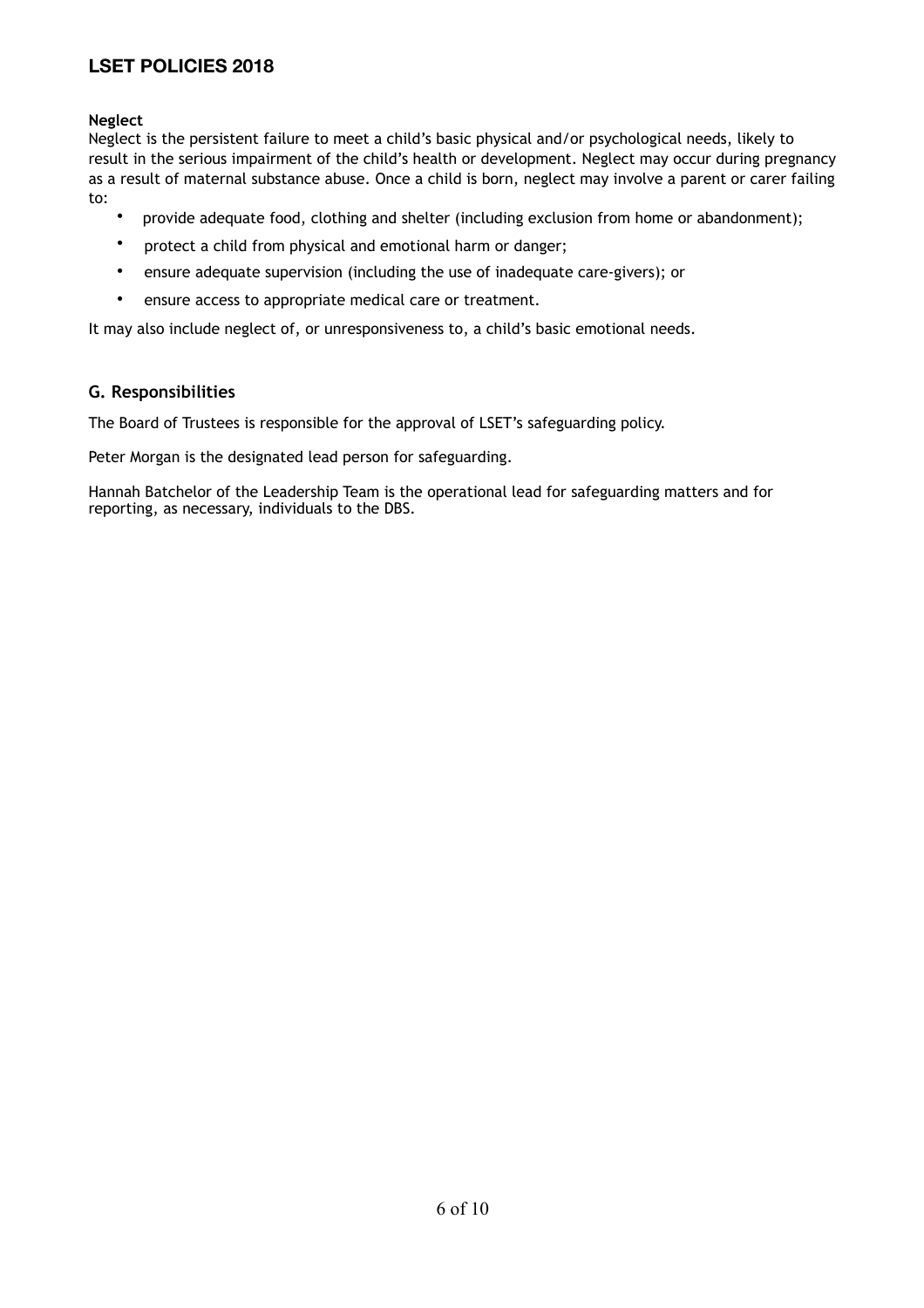**Neglect**

Neglect is the persistent failure to meet a child's basic physical and/or psychological needs, likely to result in the serious impairment of the child's health or development. Neglect may occur during pregnancy as a result of maternal substance abuse. Once a child is born, neglect may involve a parent or carer failing to:

- provide adequate food, clothing and shelter (including exclusion from home or abandonment);
- protect a child from physical and emotional harm or danger;
- ensure adequate supervision (including the use of inadequate care-givers); or
- ensure access to appropriate medical care or treatment.

It may also include neglect of, or unresponsiveness to, a child's basic emotional needs.

## G. Responsibilities

The Board of Trustees is responsible for the approval of LSET's safeguarding policy.

Peter Morgan is the designated lead person for safeguarding.

Hannah Batchelor of the Leadership Team is the operational lead for safeguarding matters and for reporting, as necessary, individuals to the DBS.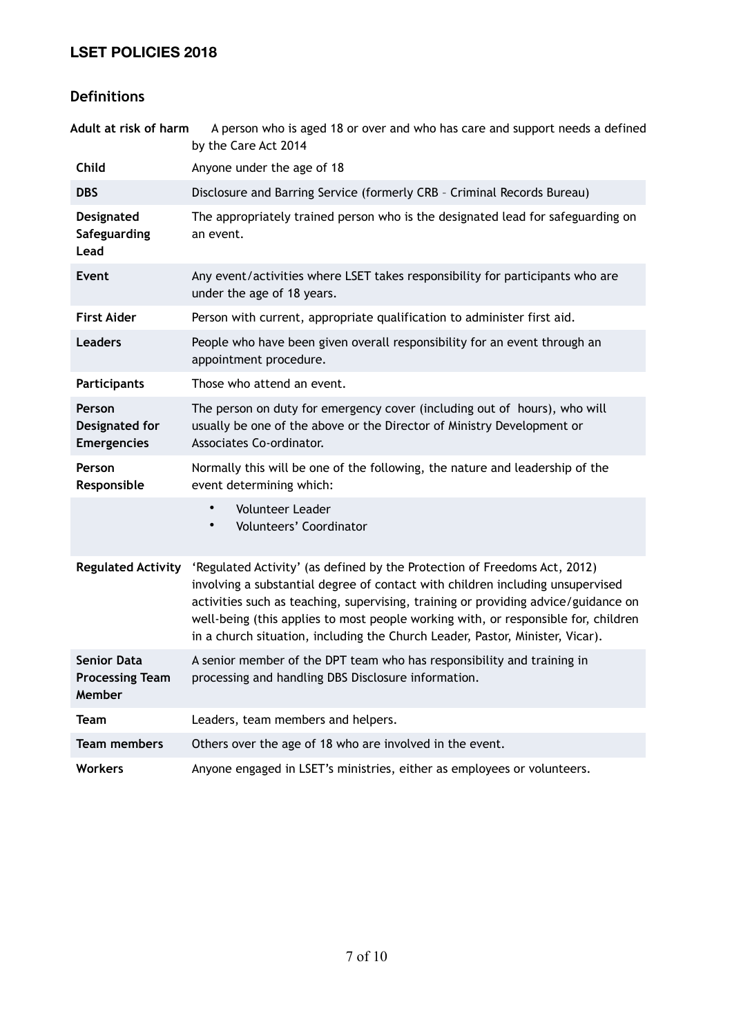## Definitions

| Term | Definition |
|---|---|
| **Adult at risk of harm** | A person who is aged 18 or over and who has care and support needs a defined by the Care Act 2014 |
| **Child** | Anyone under the age of 18 |
| **DBS** | Disclosure and Barring Service (formerly CRB – Criminal Records Bureau) |
| **Designated Safeguarding Lead** | The appropriately trained person who is the designated lead for safeguarding on an event. |
| **Event** | Any event/activities where LSET takes responsibility for participants who are under the age of 18 years. |
| **First Aider** | Person with current, appropriate qualification to administer first aid. |
| **Leaders** | People who have been given overall responsibility for an event through an appointment procedure. |
| **Participants** | Those who attend an event. |
| **Person Designated for Emergencies** | The person on duty for emergency cover (including out of hours), who will usually be one of the above or the Director of Ministry Development or Associates Co-ordinator. |
| **Person Responsible** | Normally this will be one of the following, the nature and leadership of the event determining which: |
| | • Volunteer Leader<br>• Volunteers' Coordinator |
| **Regulated Activity** | 'Regulated Activity' (as defined by the Protection of Freedoms Act, 2012) involving a substantial degree of contact with children including unsupervised activities such as teaching, supervising, training or providing advice/guidance on well-being (this applies to most people working with, or responsible for, children in a church situation, including the Church Leader, Pastor, Minister, Vicar). |
| **Senior Data Processing Team Member** | A senior member of the DPT team who has responsibility and training in processing and handling DBS Disclosure information. |
| **Team** | Leaders, team members and helpers. |
| **Team members** | Others over the age of 18 who are involved in the event. |
| **Workers** | Anyone engaged in LSET's ministries, either as employees or volunteers. |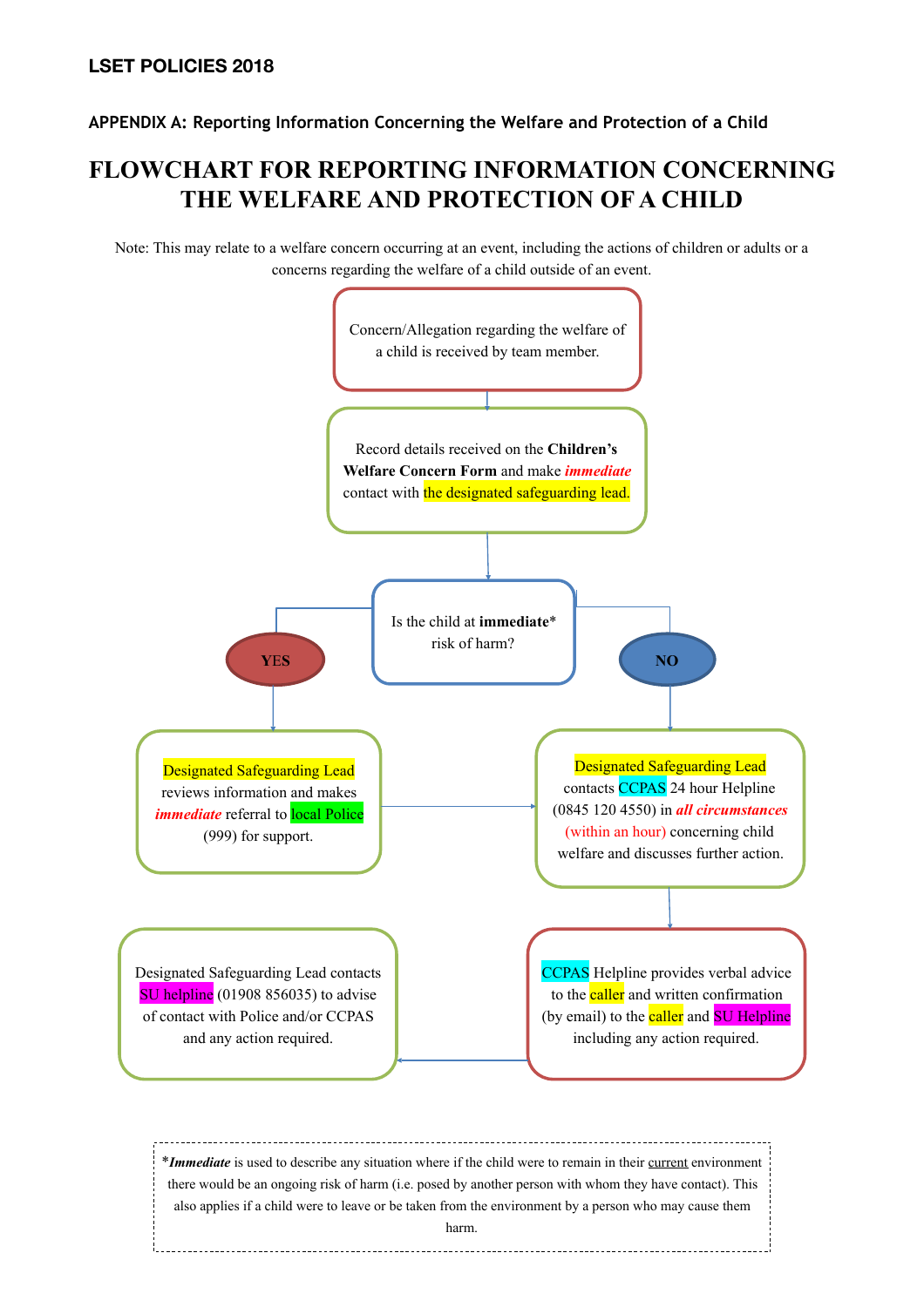## APPENDIX A: Reporting Information Concerning the Welfare and Protection of a Child

# FLOWCHART FOR REPORTING INFORMATION CONCERNING THE WELFARE AND PROTECTION OF A CHILD

Note: This may relate to a welfare concern occurring at an event, including the actions of children or adults or a concerns regarding the welfare of a child outside of an event.

Concern/Allegation regarding the welfare of a child is received by team member.

Record details received on the **Children's Welfare Concern Form** and make ***immediate*** contact with the designated safeguarding lead.

Is the child at **immediate*** risk of harm?

**YES**

Designated Safeguarding Lead reviews information and makes ***immediate*** referral to local Police (999) for support.

**NO**

Designated Safeguarding Lead contacts CCPAS 24 hour Helpline (0845 120 4550) in ***all circumstances*** (within an hour) concerning child welfare and discusses further action.

CCPAS Helpline provides verbal advice to the caller and written confirmation (by email) to the caller and SU Helpline including any action required.

Designated Safeguarding Lead contacts SU helpline (01908 856035) to advise of contact with Police and/or CCPAS and any action required.

\****Immediate*** is used to describe any situation where if the child were to remain in their current environment there would be an ongoing risk of harm (i.e. posed by another person with whom they have contact). This also applies if a child were to leave or be taken from the environment by a person who may cause them harm.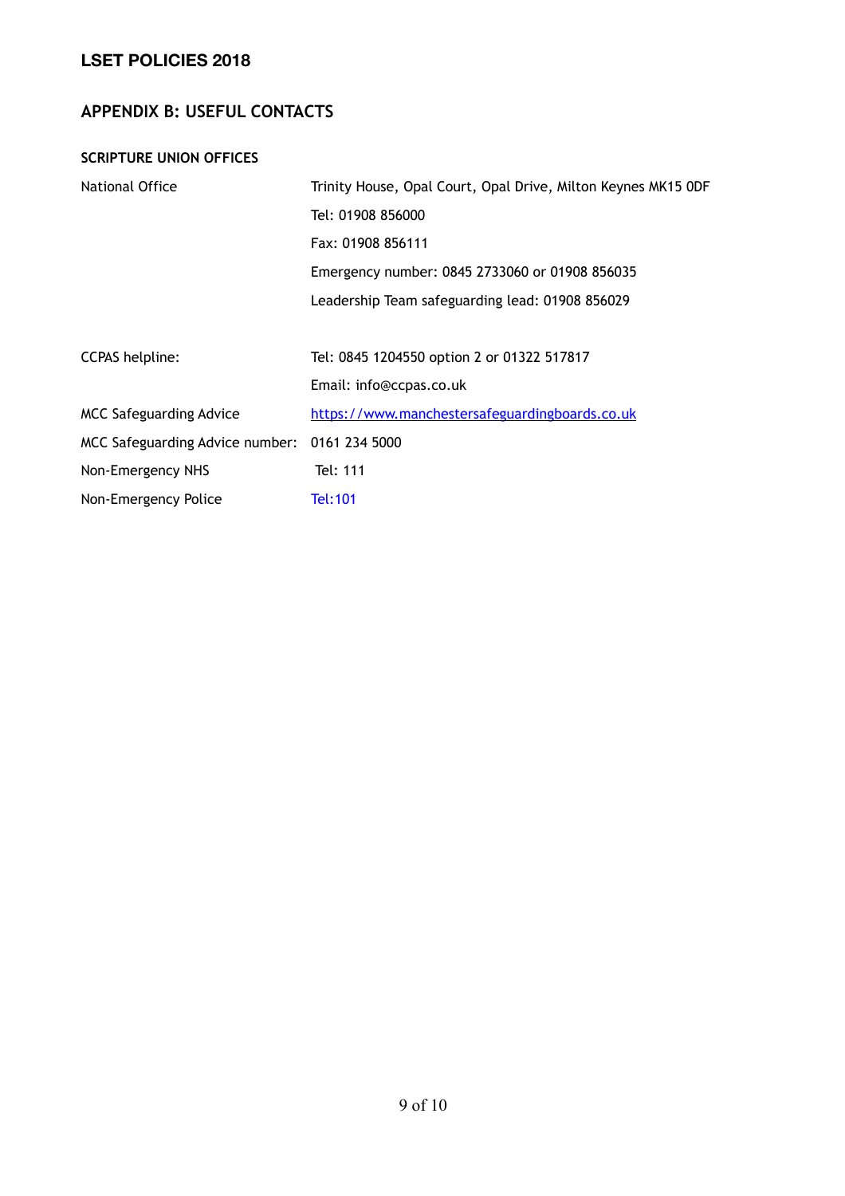## APPENDIX B: USEFUL CONTACTS

### SCRIPTURE UNION OFFICES

| | |
|---|---|
| National Office | Trinity House, Opal Court, Opal Drive, Milton Keynes MK15 0DF |
| | Tel: 01908 856000 |
| | Fax: 01908 856111 |
| | Emergency number: 0845 2733060 or 01908 856035 |
| | Leadership Team safeguarding lead: 01908 856029 |
| CCPAS helpline: | Tel: 0845 1204550 option 2 or 01322 517817 |
| | Email: info@ccpas.co.uk |
| MCC Safeguarding Advice | https://www.manchestersafeguardingboards.co.uk |
| MCC Safeguarding Advice number: | 0161 234 5000 |
| Non-Emergency NHS | Tel: 111 |
| Non-Emergency Police | Tel:101 |